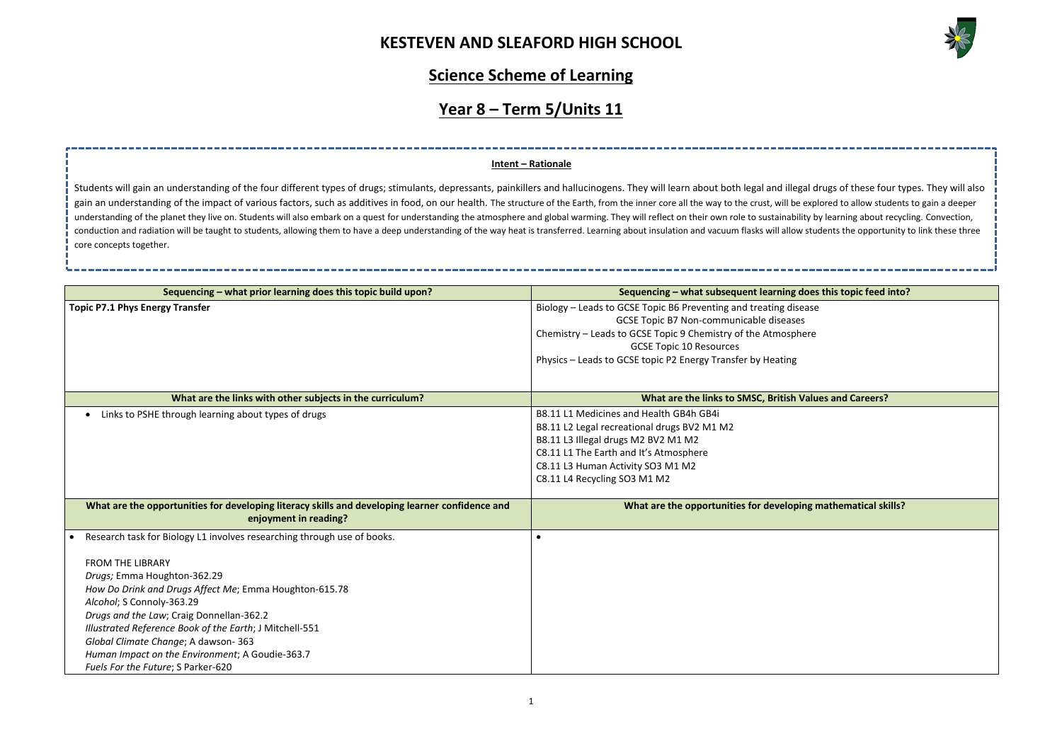# KESTEVEN AND SLEAFORD HIGH SCHOOL

## Science Scheme of Learning

## Year 8 – Term 5/Units 11

**Intent – Rationale**

Students will gain an understanding of the four different types of drugs; stimulants, depressants, painkillers and hallucinogens. They will learn about both legal and illegal drugs of these four types. They will also gain an understanding of the impact of various factors, such as additives in food, on our health. The structure of the Earth, from the inner core all the way to the crust, will be explored to allow students to gain a deeper understanding of the planet they live on. Students will also embark on a quest for understanding the atmosphere and global warming. They will reflect on their own role to sustainability by learning about recycling. Convection, conduction and radiation will be taught to students, allowing them to have a deep understanding of the way heat is transferred. Learning about insulation and vacuum flasks will allow students the opportunity to link these three core concepts together.

| Sequencing – what prior learning does this topic build upon? | Sequencing – what subsequent learning does this topic feed into? |
|---|---|
| **Topic P7.1 Phys Energy Transfer** | Biology – Leads to GCSE Topic B6 Preventing and treating disease<br>GCSE Topic B7 Non-communicable diseases<br>Chemistry – Leads to GCSE Topic 9 Chemistry of the Atmosphere<br>GCSE Topic 10 Resources<br>Physics – Leads to GCSE topic P2 Energy Transfer by Heating |
| **What are the links with other subjects in the curriculum?** | **What are the links to SMSC, British Values and Careers?** |
| • Links to PSHE through learning about types of drugs | B8.11 L1 Medicines and Health GB4h GB4i<br>B8.11 L2 Legal recreational drugs BV2 M1 M2<br>B8.11 L3 Illegal drugs M2 BV2 M1 M2<br>C8.11 L1 The Earth and It's Atmosphere<br>C8.11 L3 Human Activity SO3 M1 M2<br>C8.11 L4 Recycling SO3 M1 M2 |
| **What are the opportunities for developing literacy skills and developing learner confidence and enjoyment in reading?** | **What are the opportunities for developing mathematical skills?** |
| • Research task for Biology L1 involves researching through use of books.<br><br>FROM THE LIBRARY<br>*Drugs;* Emma Houghton-362.29<br>*How Do Drink and Drugs Affect Me*; Emma Houghton-615.78<br>*Alcohol*; S Connoly-363.29<br>*Drugs and the Law*; Craig Donnellan-362.2<br>*Illustrated Reference Book of the Earth*; J Mitchell-551<br>*Global Climate Change*; A dawson- 363<br>*Human Impact on the Environment*; A Goudie-363.7<br>*Fuels For the Future*; S Parker-620 | • |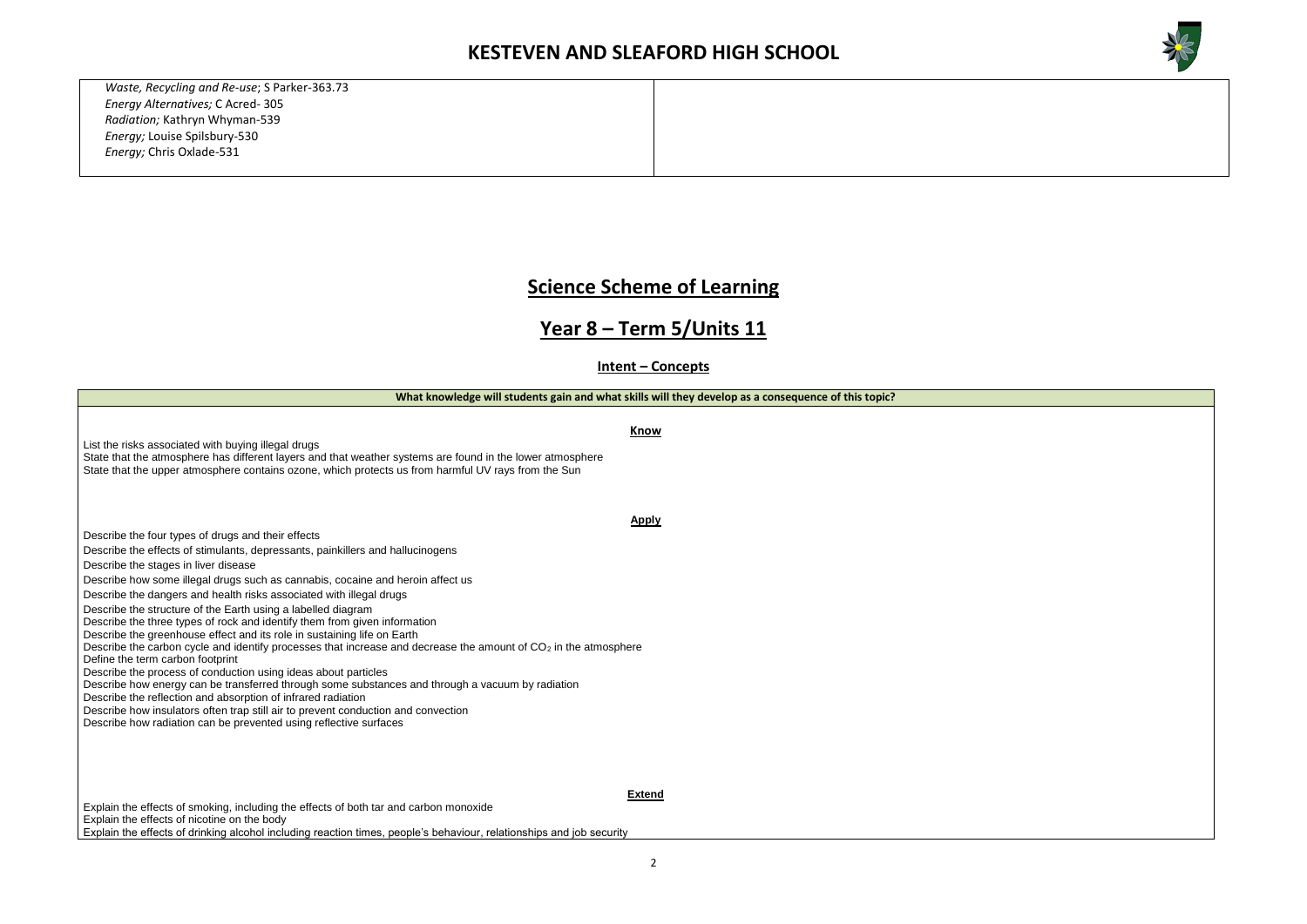| | |
|---|---|
| *Waste, Recycling and Re-use*; S Parker-363.73<br>*Energy Alternatives;* C Acred- 305<br>*Radiation;* Kathryn Whyman-539<br>*Energy;* Louise Spilsbury-530<br>*Energy;* Chris Oxlade-531 | |

# Science Scheme of Learning

## Year 8 – Term 5/Units 11

### Intent – Concepts

| What knowledge will students gain and what skills will they develop as a consequence of this topic? |
|---|
| **Know**<br>List the risks associated with buying illegal drugs<br>State that the atmosphere has different layers and that weather systems are found in the lower atmosphere<br>State that the upper atmosphere contains ozone, which protects us from harmful UV rays from the Sun<br><br>**Apply**<br>Describe the four types of drugs and their effects<br>Describe the effects of stimulants, depressants, painkillers and hallucinogens<br>Describe the stages in liver disease<br>Describe how some illegal drugs such as cannabis, cocaine and heroin affect us<br>Describe the dangers and health risks associated with illegal drugs<br>Describe the structure of the Earth using a labelled diagram<br>Describe the three types of rock and identify them from given information<br>Describe the greenhouse effect and its role in sustaining life on Earth<br>Describe the carbon cycle and identify processes that increase and decrease the amount of $CO_2$ in the atmosphere<br>Define the term carbon footprint<br>Describe the process of conduction using ideas about particles<br>Describe how energy can be transferred through some substances and through a vacuum by radiation<br>Describe the reflection and absorption of infrared radiation<br>Describe how insulators often trap still air to prevent conduction and convection<br>Describe how radiation can be prevented using reflective surfaces<br><br>**Extend**<br>Explain the effects of smoking, including the effects of both tar and carbon monoxide<br>Explain the effects of nicotine on the body<br>Explain the effects of drinking alcohol including reaction times, people's behaviour, relationships and job security |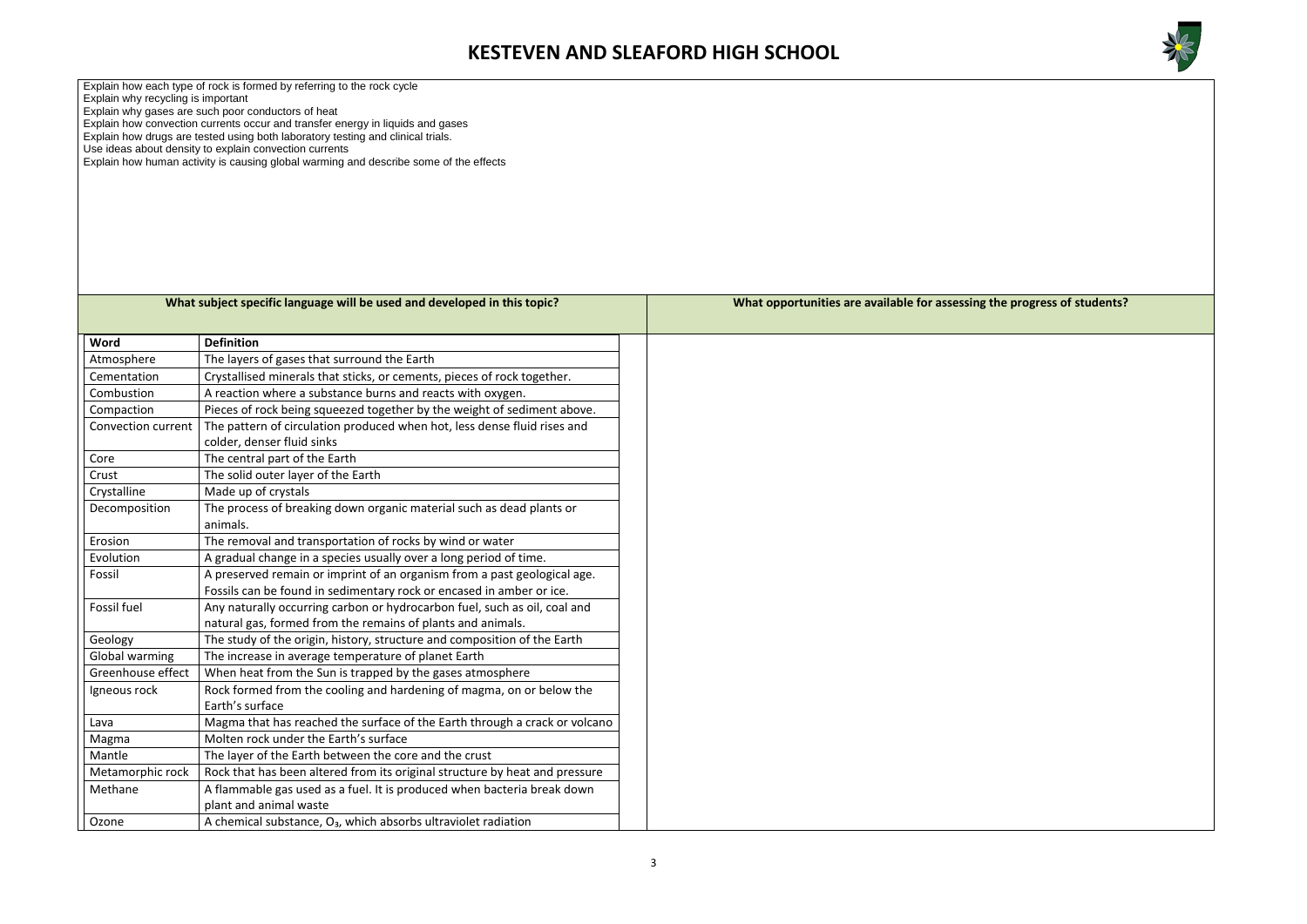# KESTEVEN AND SLEAFORD HIGH SCHOOL

Explain how each type of rock is formed by referring to the rock cycle
Explain why recycling is important
Explain why gases are such poor conductors of heat
Explain how convection currents occur and transfer energy in liquids and gases
Explain how drugs are tested using both laboratory testing and clinical trials.
Use ideas about density to explain convection currents
Explain how human activity is causing global warming and describe some of the effects

## What subject specific language will be used and developed in this topic?

| Word | Definition |
|---|---|
| Atmosphere | The layers of gases that surround the Earth |
| Cementation | Crystallised minerals that sticks, or cements, pieces of rock together. |
| Combustion | A reaction where a substance burns and reacts with oxygen. |
| Compaction | Pieces of rock being squeezed together by the weight of sediment above. |
| Convection current | The pattern of circulation produced when hot, less dense fluid rises and colder, denser fluid sinks |
| Core | The central part of the Earth |
| Crust | The solid outer layer of the Earth |
| Crystalline | Made up of crystals |
| Decomposition | The process of breaking down organic material such as dead plants or animals. |
| Erosion | The removal and transportation of rocks by wind or water |
| Evolution | A gradual change in a species usually over a long period of time. |
| Fossil | A preserved remain or imprint of an organism from a past geological age. Fossils can be found in sedimentary rock or encased in amber or ice. |
| Fossil fuel | Any naturally occurring carbon or hydrocarbon fuel, such as oil, coal and natural gas, formed from the remains of plants and animals. |
| Geology | The study of the origin, history, structure and composition of the Earth |
| Global warming | The increase in average temperature of planet Earth |
| Greenhouse effect | When heat from the Sun is trapped by the gases atmosphere |
| Igneous rock | Rock formed from the cooling and hardening of magma, on or below the Earth's surface |
| Lava | Magma that has reached the surface of the Earth through a crack or volcano |
| Magma | Molten rock under the Earth's surface |
| Mantle | The layer of the Earth between the core and the crust |
| Metamorphic rock | Rock that has been altered from its original structure by heat and pressure |
| Methane | A flammable gas used as a fuel. It is produced when bacteria break down plant and animal waste |
| Ozone | A chemical substance, $O_3$, which absorbs ultraviolet radiation |

## What opportunities are available for assessing the progress of students?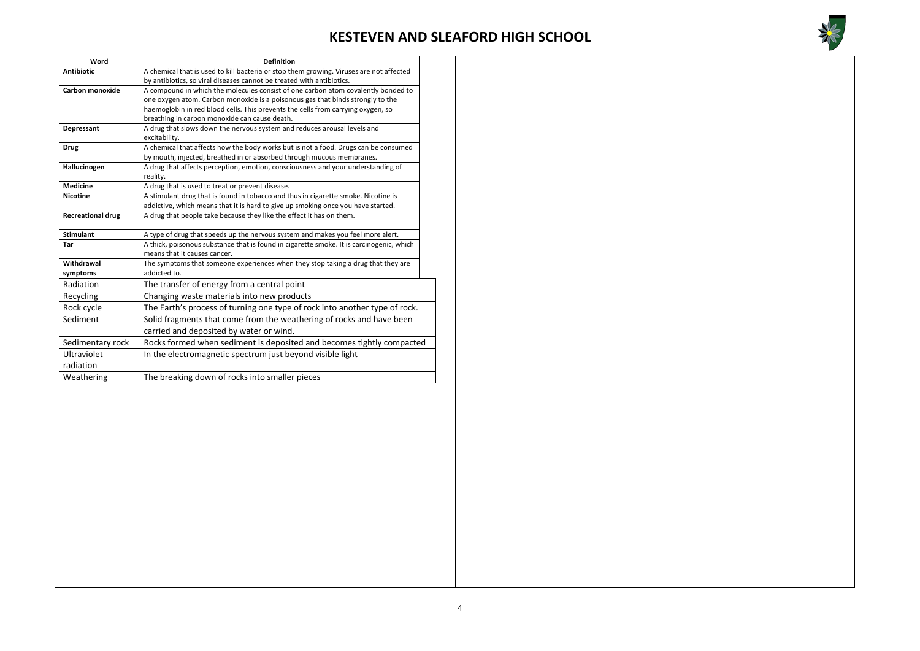# KESTEVEN AND SLEAFORD HIGH SCHOOL

| Word | Definition |
|---|---|
| **Antibiotic** | A chemical that is used to kill bacteria or stop them growing. Viruses are not affected by antibiotics, so viral diseases cannot be treated with antibiotics. |
| **Carbon monoxide** | A compound in which the molecules consist of one carbon atom covalently bonded to one oxygen atom. Carbon monoxide is a poisonous gas that binds strongly to the haemoglobin in red blood cells. This prevents the cells from carrying oxygen, so breathing in carbon monoxide can cause death. |
| **Depressant** | A drug that slows down the nervous system and reduces arousal levels and excitability. |
| **Drug** | A chemical that affects how the body works but is not a food. Drugs can be consumed by mouth, injected, breathed in or absorbed through mucous membranes. |
| **Hallucinogen** | A drug that affects perception, emotion, consciousness and your understanding of reality. |
| **Medicine** | A drug that is used to treat or prevent disease. |
| **Nicotine** | A stimulant drug that is found in tobacco and thus in cigarette smoke. Nicotine is addictive, which means that it is hard to give up smoking once you have started. |
| **Recreational drug** | A drug that people take because they like the effect it has on them. |
| **Stimulant** | A type of drug that speeds up the nervous system and makes you feel more alert. |
| **Tar** | A thick, poisonous substance that is found in cigarette smoke. It is carcinogenic, which means that it causes cancer. |
| **Withdrawal symptoms** | The symptoms that someone experiences when they stop taking a drug that they are addicted to. |
| Radiation | The transfer of energy from a central point |
| Recycling | Changing waste materials into new products |
| Rock cycle | The Earth's process of turning one type of rock into another type of rock. |
| Sediment | Solid fragments that come from the weathering of rocks and have been carried and deposited by water or wind. |
| Sedimentary rock | Rocks formed when sediment is deposited and becomes tightly compacted |
| Ultraviolet radiation | In the electromagnetic spectrum just beyond visible light |
| Weathering | The breaking down of rocks into smaller pieces |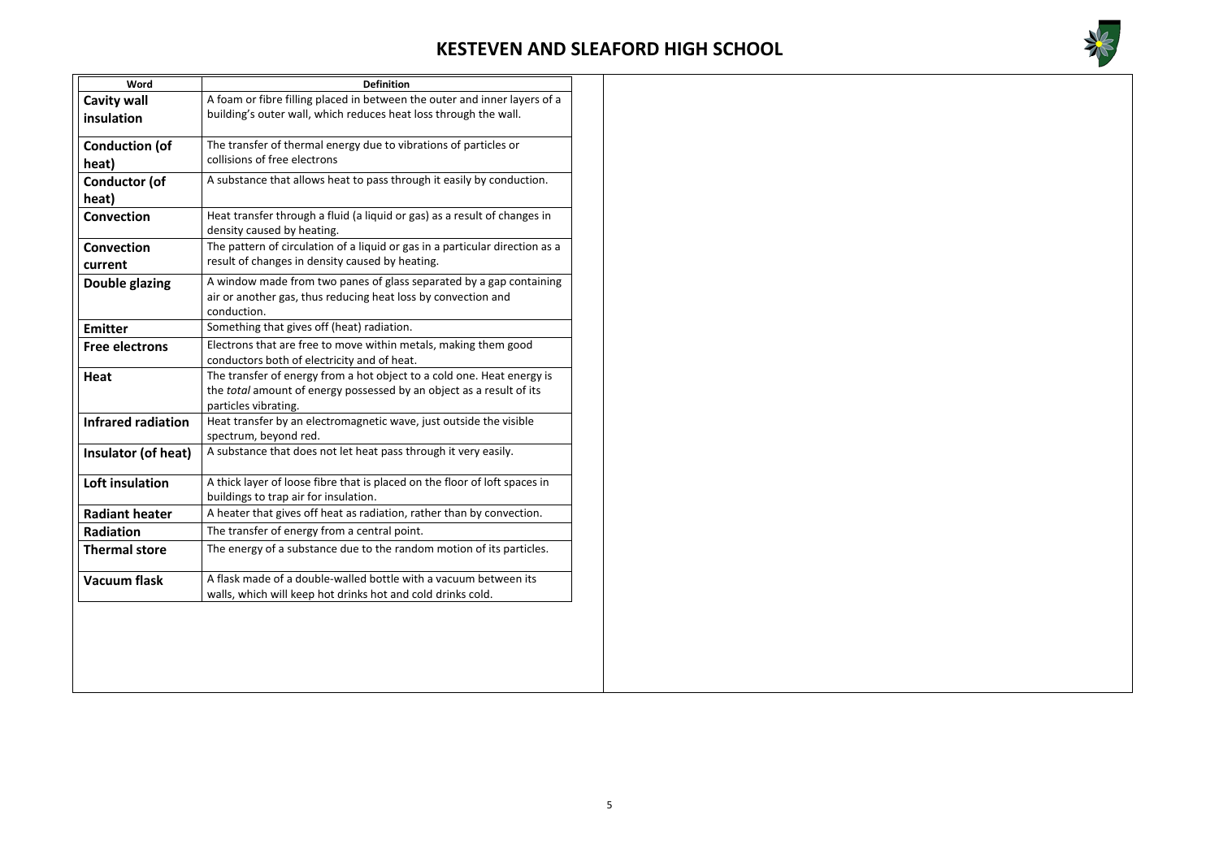# KESTEVEN AND SLEAFORD HIGH SCHOOL

| Word | Definition |
| --- | --- |
| **Cavity wall insulation** | A foam or fibre filling placed in between the outer and inner layers of a building's outer wall, which reduces heat loss through the wall. |
| **Conduction (of heat)** | The transfer of thermal energy due to vibrations of particles or collisions of free electrons |
| **Conductor (of heat)** | A substance that allows heat to pass through it easily by conduction. |
| **Convection** | Heat transfer through a fluid (a liquid or gas) as a result of changes in density caused by heating. |
| **Convection current** | The pattern of circulation of a liquid or gas in a particular direction as a result of changes in density caused by heating. |
| **Double glazing** | A window made from two panes of glass separated by a gap containing air or another gas, thus reducing heat loss by convection and conduction. |
| **Emitter** | Something that gives off (heat) radiation. |
| **Free electrons** | Electrons that are free to move within metals, making them good conductors both of electricity and of heat. |
| **Heat** | The transfer of energy from a hot object to a cold one. Heat energy is the *total* amount of energy possessed by an object as a result of its particles vibrating. |
| **Infrared radiation** | Heat transfer by an electromagnetic wave, just outside the visible spectrum, beyond red. |
| **Insulator (of heat)** | A substance that does not let heat pass through it very easily. |
| **Loft insulation** | A thick layer of loose fibre that is placed on the floor of loft spaces in buildings to trap air for insulation. |
| **Radiant heater** | A heater that gives off heat as radiation, rather than by convection. |
| **Radiation** | The transfer of energy from a central point. |
| **Thermal store** | The energy of a substance due to the random motion of its particles. |
| **Vacuum flask** | A flask made of a double-walled bottle with a vacuum between its walls, which will keep hot drinks hot and cold drinks cold. |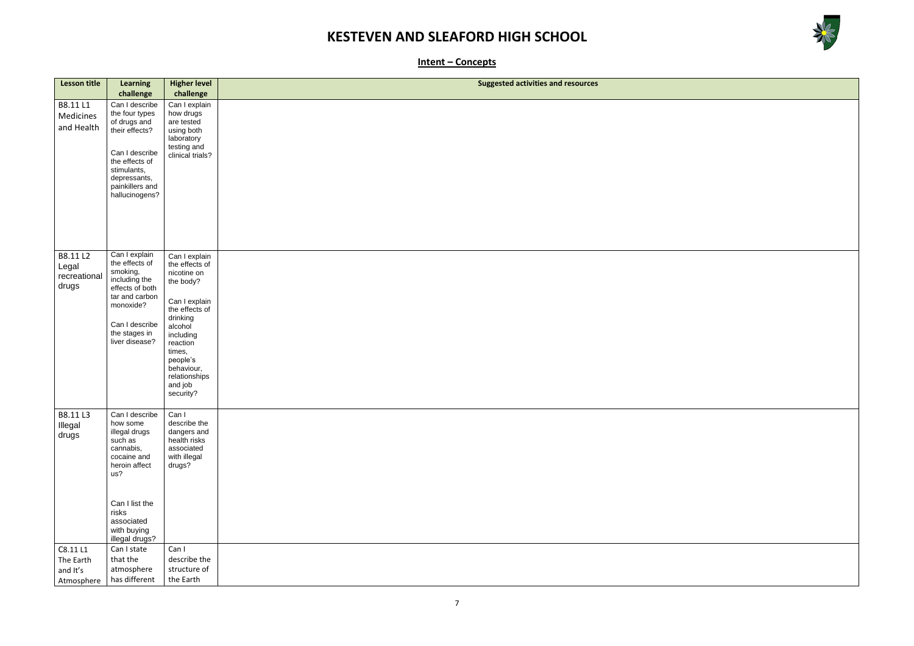# KESTEVEN AND SLEAFORD HIGH SCHOOL

## Intent – Concepts

| Lesson title | Learning challenge | Higher level challenge | Suggested activities and resources |
|---|---|---|---|
| B8.11 L1 Medicines and Health | Can I describe the four types of drugs and their effects?<br><br>Can I describe the effects of stimulants, depressants, painkillers and hallucinogens? | Can I explain how drugs are tested using both laboratory testing and clinical trials? | |
| B8.11 L2 Legal recreational drugs | Can I explain the effects of smoking, including the effects of both tar and carbon monoxide?<br><br>Can I describe the stages in liver disease? | Can I explain the effects of nicotine on the body?<br><br>Can I explain the effects of drinking alcohol including reaction times, people's behaviour, relationships and job security? | |
| B8.11 L3 Illegal drugs | Can I describe how some illegal drugs such as cannabis, cocaine and heroin affect us?<br><br>Can I list the risks associated with buying illegal drugs? | Can I describe the dangers and health risks associated with illegal drugs? | |
| C8.11 L1 The Earth and It's Atmosphere | Can I state that the atmosphere has different | Can I describe the structure of the Earth | |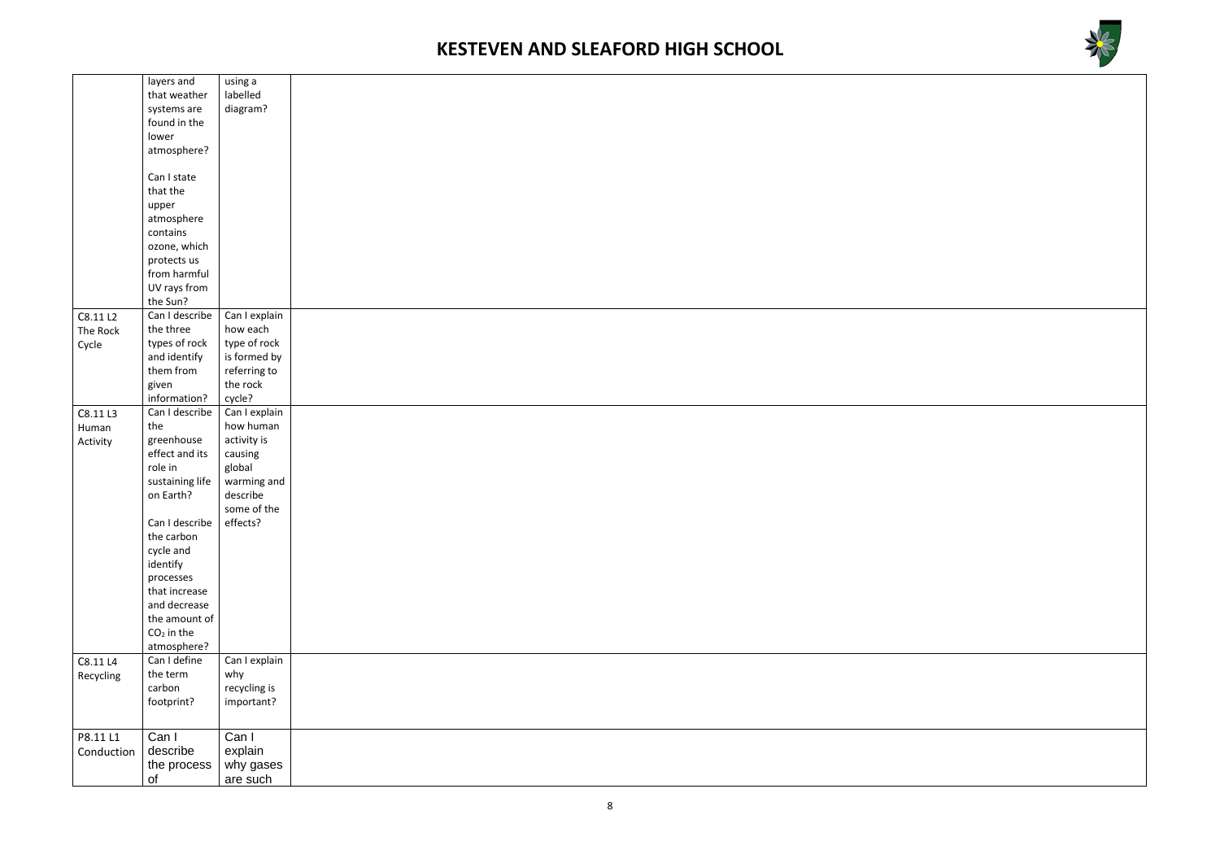| | | | |
|---|---|---|---|
| | layers and that weather systems are found in the lower atmosphere?<br><br>Can I state that the upper atmosphere contains ozone, which protects us from harmful UV rays from the Sun? | using a labelled diagram? | |
| C8.11 L2 The Rock Cycle | Can I describe the three types of rock and identify them from given information? | Can I explain how each type of rock is formed by referring to the rock cycle? | |
| C8.11 L3 Human Activity | Can I describe the greenhouse effect and its role in sustaining life on Earth?<br><br>Can I describe the carbon cycle and identify processes that increase and decrease the amount of $CO_2$ in the atmosphere? | Can I explain how human activity is causing global warming and describe some of the effects? | |
| C8.11 L4 Recycling | Can I define the term carbon footprint? | Can I explain why recycling is important? | |
| P8.11 L1 Conduction | Can I describe the process of | Can I explain why gases are such | |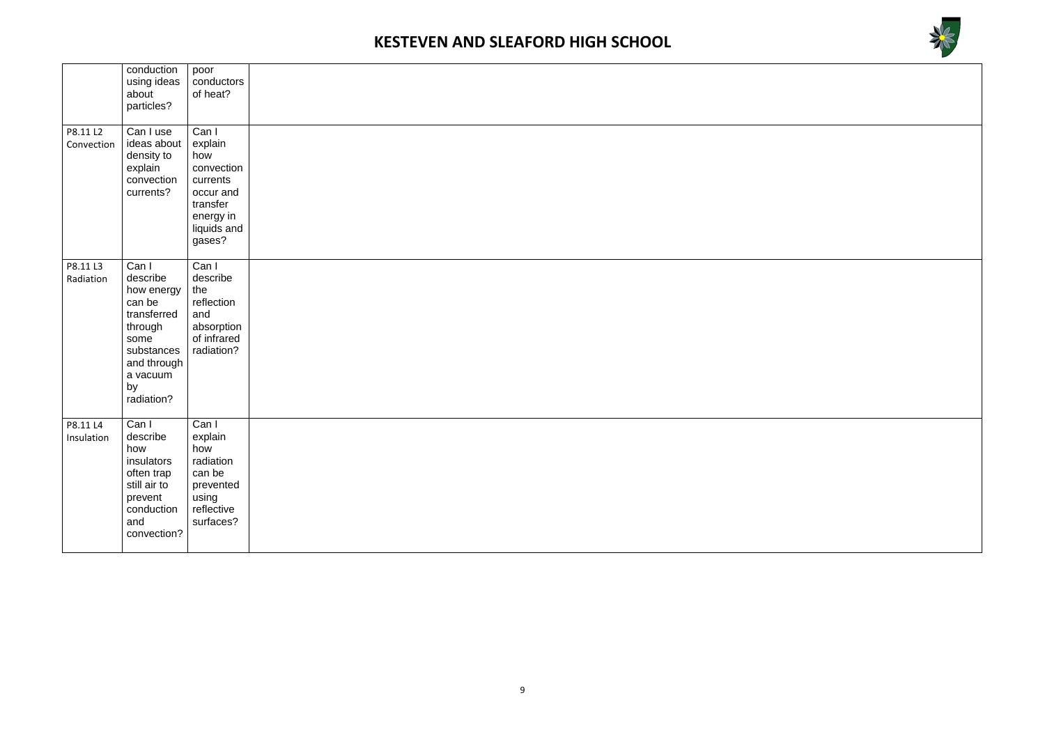| | | | |
|---|---|---|---|
| | conduction using ideas about particles? | poor conductors of heat? | |
| P8.11 L2 Convection | Can I use ideas about density to explain convection currents? | Can I explain how convection currents occur and transfer energy in liquids and gases? | |
| P8.11 L3 Radiation | Can I describe how energy can be transferred through some substances and through a vacuum by radiation? | Can I describe the reflection and absorption of infrared radiation? | |
| P8.11 L4 Insulation | Can I describe how insulators often trap still air to prevent conduction and convection? | Can I explain how radiation can be prevented using reflective surfaces? | |